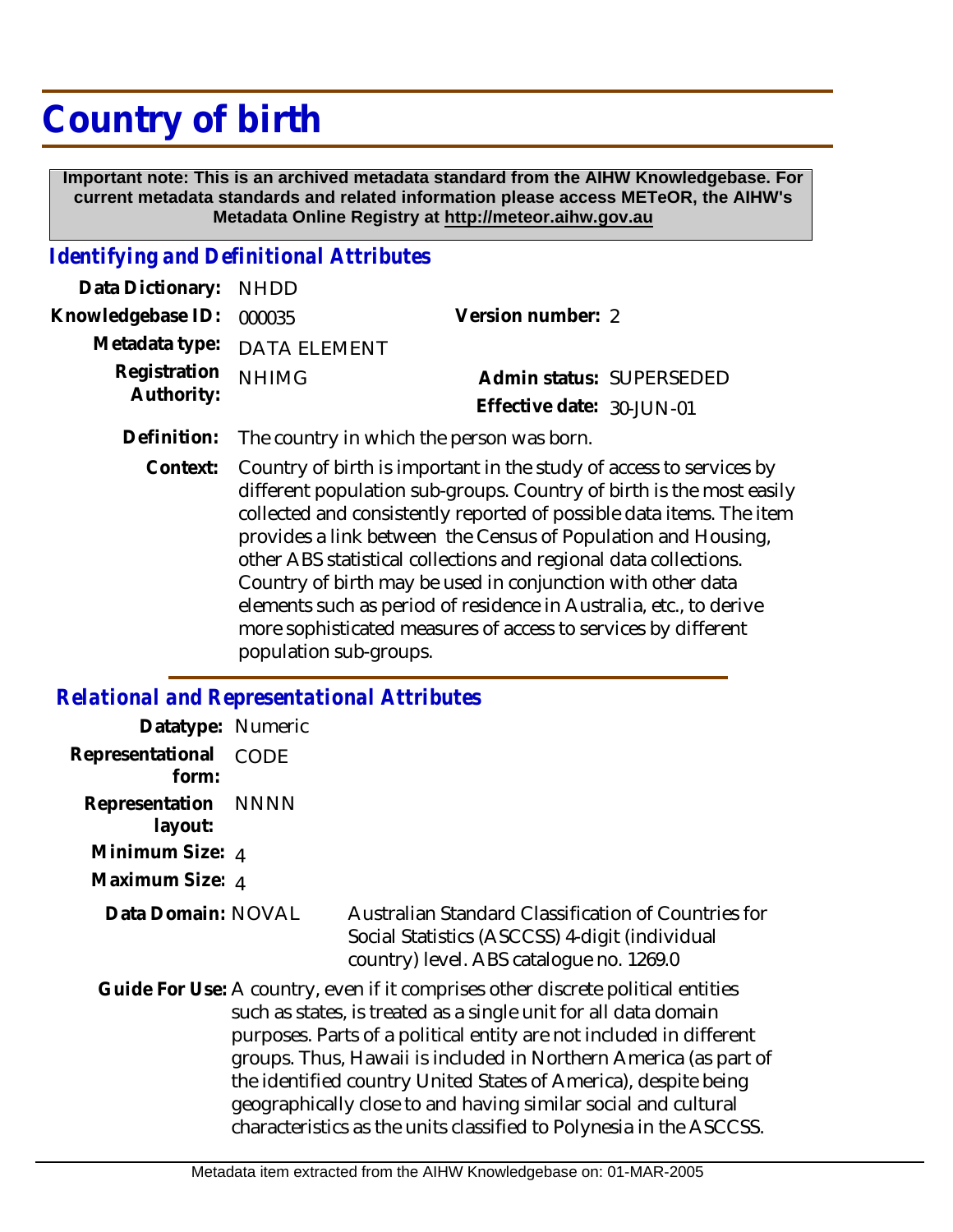# Country of birth

**Important note: This is an archived metadata standard from the AIHW Knowledgebase. For current metadata standards and related information please access METeOR, the AIHW's Metadata Online Registry at http://meteor.aihw.gov.au**

## *Identifying and Definitional Attributes*

**Data Dictionary:** NHDD

**Knowledgebase ID:** 000035

**Version number:** 2

**Metadata type:** DATA ELEMENT

**Registration Authority:** NHIMG

**Admin status:** SUPERSEDED

**Effective date:** 30-JUN-01

**Definition:** The country in which the person was born.

**Context:** Country of birth is important in the study of access to services by different population sub-groups. Country of birth is the most easily collected and consistently reported of possible data items. The item provides a link between the Census of Population and Housing, other ABS statistical collections and regional data collections. Country of birth may be used in conjunction with other data elements such as period of residence in Australia, etc., to derive more sophisticated measures of access to services by different population sub-groups.

## *Relational and Representational Attributes*

**Datatype:** Numeric

**Representational form:** CODE

**Representation layout:** NNNN

**Minimum Size:** 4

**Maximum Size:** 4

**Data Domain:** NOVAL Australian Standard Classification of Countries for Social Statistics (ASCCSS) 4-digit (individual country) level. ABS catalogue no. 1269.0

**Guide For Use:** A country, even if it comprises other discrete political entities such as states, is treated as a single unit for all data domain purposes. Parts of a political entity are not included in different groups. Thus, Hawaii is included in Northern America (as part of the identified country United States of America), despite being geographically close to and having similar social and cultural characteristics as the units classified to Polynesia in the ASCCSS.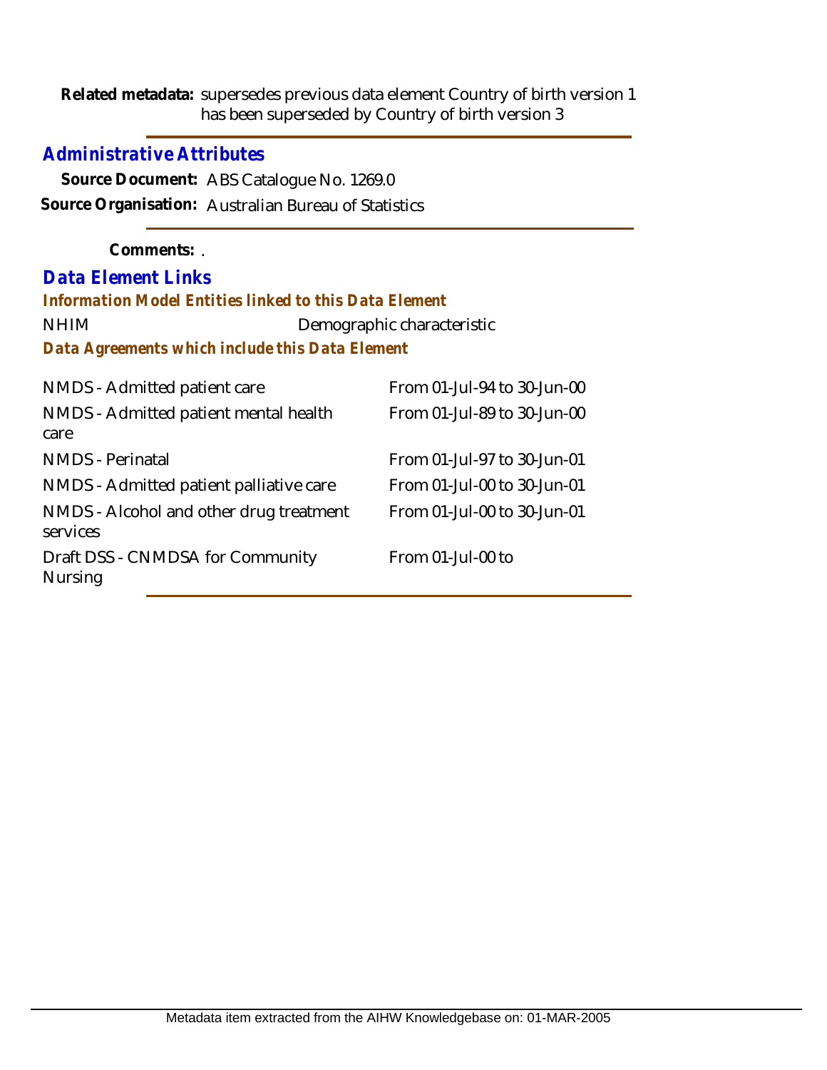**Related metadata:** supersedes previous data element Country of birth version 1
has been superseded by Country of birth version 3

## Administrative Attributes

**Source Document:** ABS Catalogue No. 1269.0

**Source Organisation:** Australian Bureau of Statistics

**Comments:** .

## Data Element Links

### Information Model Entities linked to this Data Element

| | |
|---|---|
| NHIM | Demographic characteristic |

### Data Agreements which include this Data Element

| | |
|---|---|
| NMDS - Admitted patient care | From 01-Jul-94 to 30-Jun-00 |
| NMDS - Admitted patient mental health care | From 01-Jul-89 to 30-Jun-00 |
| NMDS - Perinatal | From 01-Jul-97 to 30-Jun-01 |
| NMDS - Admitted patient palliative care | From 01-Jul-00 to 30-Jun-01 |
| NMDS - Alcohol and other drug treatment services | From 01-Jul-00 to 30-Jun-01 |
| Draft DSS - CNMDSA for Community Nursing | From 01-Jul-00 to |

Metadata item extracted from the AIHW Knowledgebase on: 01-MAR-2005